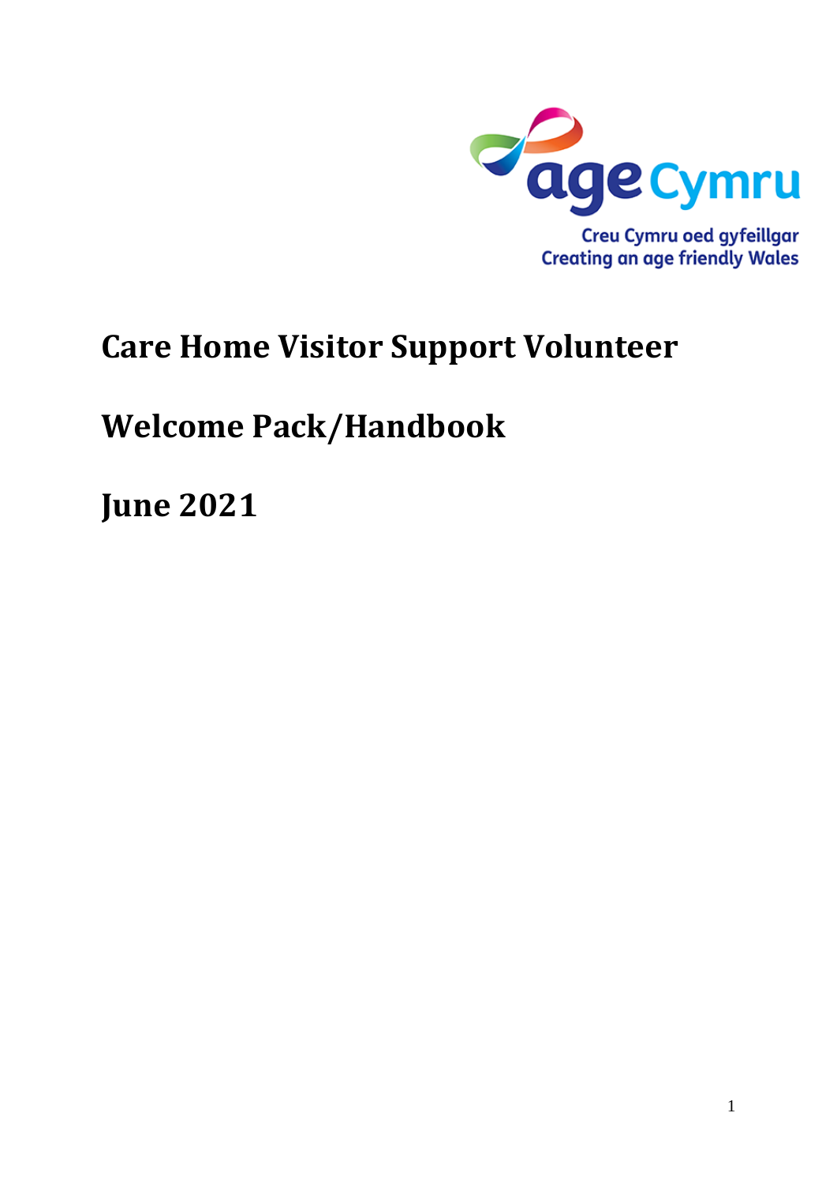Creu Cymru oed gyfeillgar
Creating an age friendly Wales

# Care Home Visitor Support Volunteer

# Welcome Pack/Handbook

# June 2021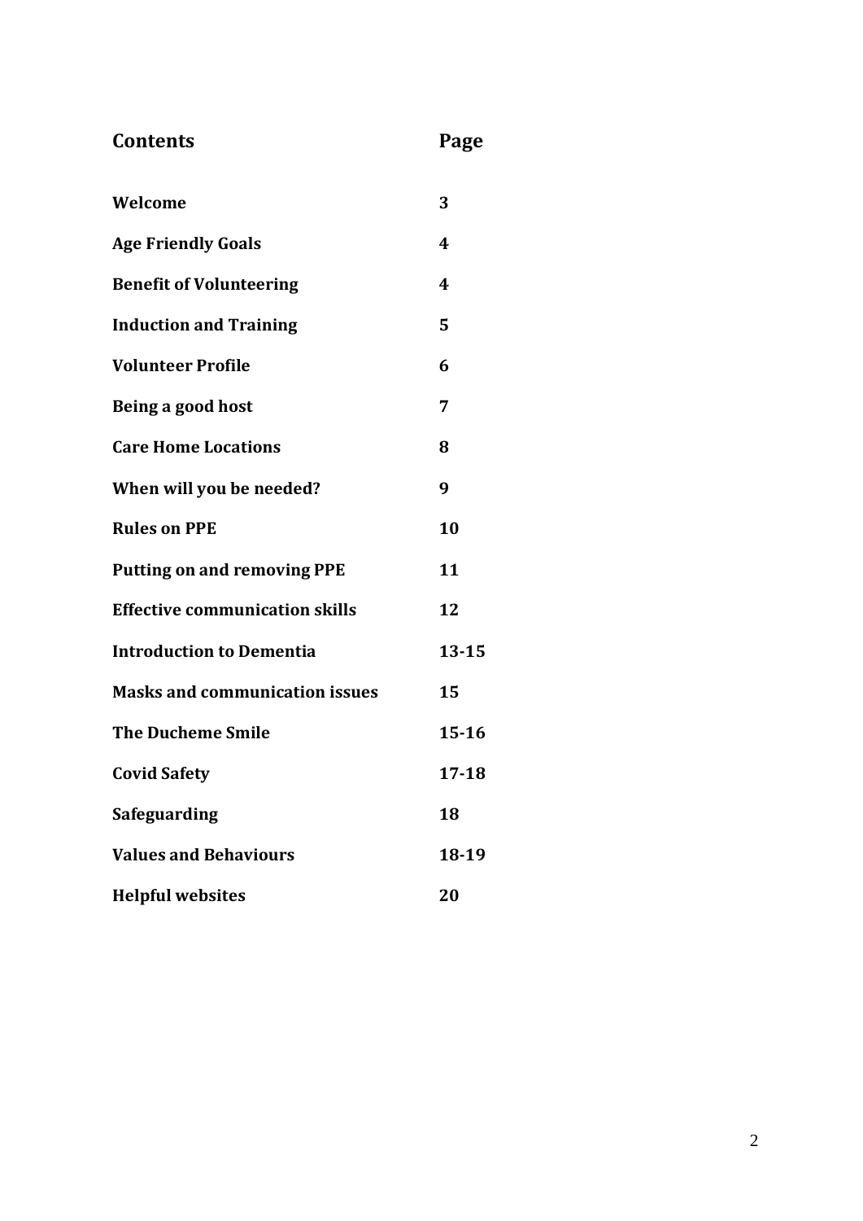| **Contents** | **Page** |
| --- | --- |
| **Welcome** | **3** |
| **Age Friendly Goals** | **4** |
| **Benefit of Volunteering** | **4** |
| **Induction and Training** | **5** |
| **Volunteer Profile** | **6** |
| **Being a good host** | **7** |
| **Care Home Locations** | **8** |
| **When will you be needed?** | **9** |
| **Rules on PPE** | **10** |
| **Putting on and removing PPE** | **11** |
| **Effective communication skills** | **12** |
| **Introduction to Dementia** | **13-15** |
| **Masks and communication issues** | **15** |
| **The Ducheme Smile** | **15-16** |
| **Covid Safety** | **17-18** |
| **Safeguarding** | **18** |
| **Values and Behaviours** | **18-19** |
| **Helpful websites** | **20** |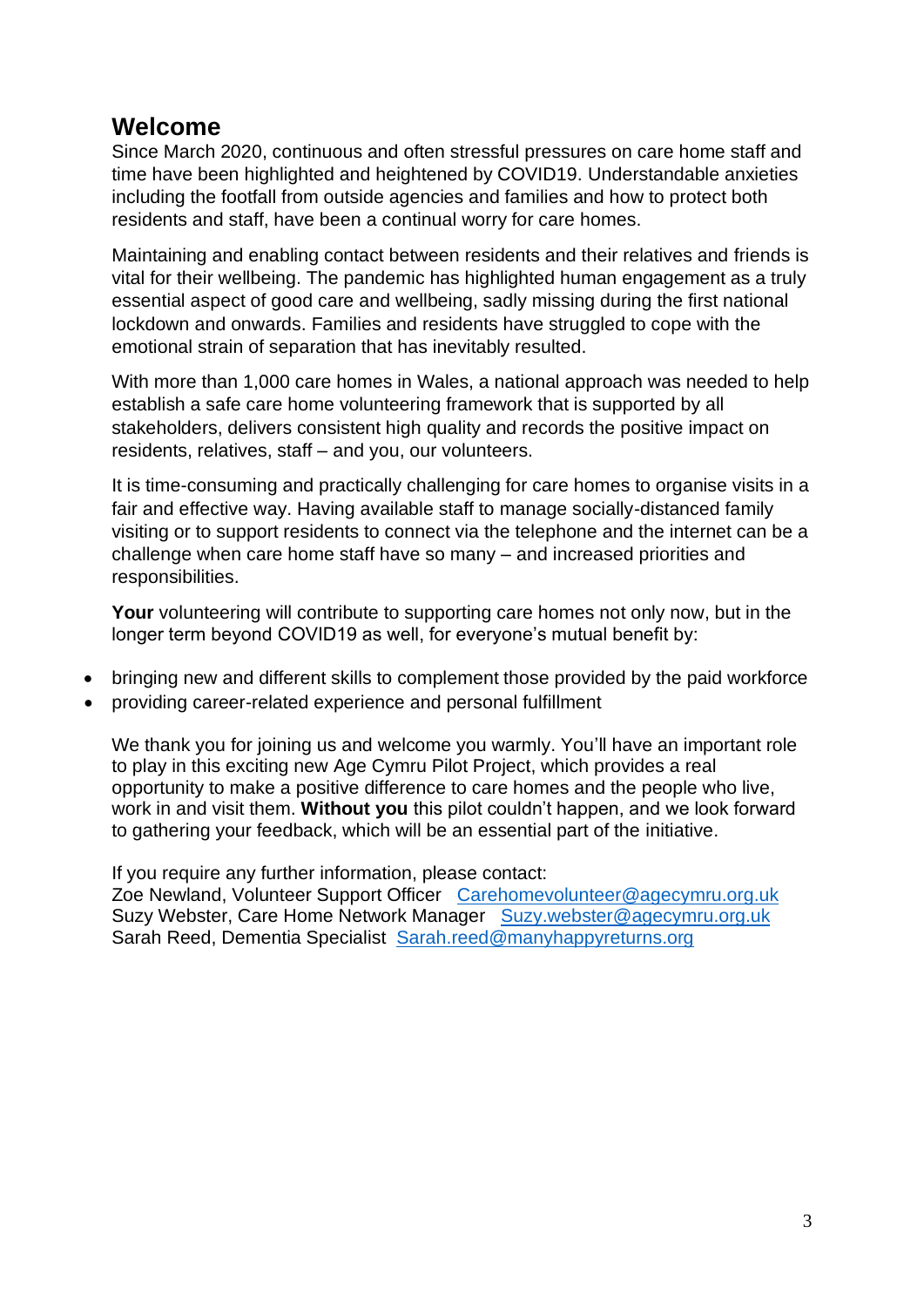## Welcome

Since March 2020, continuous and often stressful pressures on care home staff and time have been highlighted and heightened by COVID19. Understandable anxieties including the footfall from outside agencies and families and how to protect both residents and staff, have been a continual worry for care homes.

Maintaining and enabling contact between residents and their relatives and friends is vital for their wellbeing. The pandemic has highlighted human engagement as a truly essential aspect of good care and wellbeing, sadly missing during the first national lockdown and onwards. Families and residents have struggled to cope with the emotional strain of separation that has inevitably resulted.

With more than 1,000 care homes in Wales, a national approach was needed to help establish a safe care home volunteering framework that is supported by all stakeholders, delivers consistent high quality and records the positive impact on residents, relatives, staff – and you, our volunteers.

It is time-consuming and practically challenging for care homes to organise visits in a fair and effective way. Having available staff to manage socially-distanced family visiting or to support residents to connect via the telephone and the internet can be a challenge when care home staff have so many – and increased priorities and responsibilities.

**Your** volunteering will contribute to supporting care homes not only now, but in the longer term beyond COVID19 as well, for everyone's mutual benefit by:

- bringing new and different skills to complement those provided by the paid workforce
- providing career-related experience and personal fulfillment

We thank you for joining us and welcome you warmly. You'll have an important role to play in this exciting new Age Cymru Pilot Project, which provides a real opportunity to make a positive difference to care homes and the people who live, work in and visit them. **Without you** this pilot couldn't happen, and we look forward to gathering your feedback, which will be an essential part of the initiative.

If you require any further information, please contact:
Zoe Newland, Volunteer Support Officer Carehomevolunteer@agecymru.org.uk
Suzy Webster, Care Home Network Manager Suzy.webster@agecymru.org.uk
Sarah Reed, Dementia Specialist Sarah.reed@manyhappyreturns.org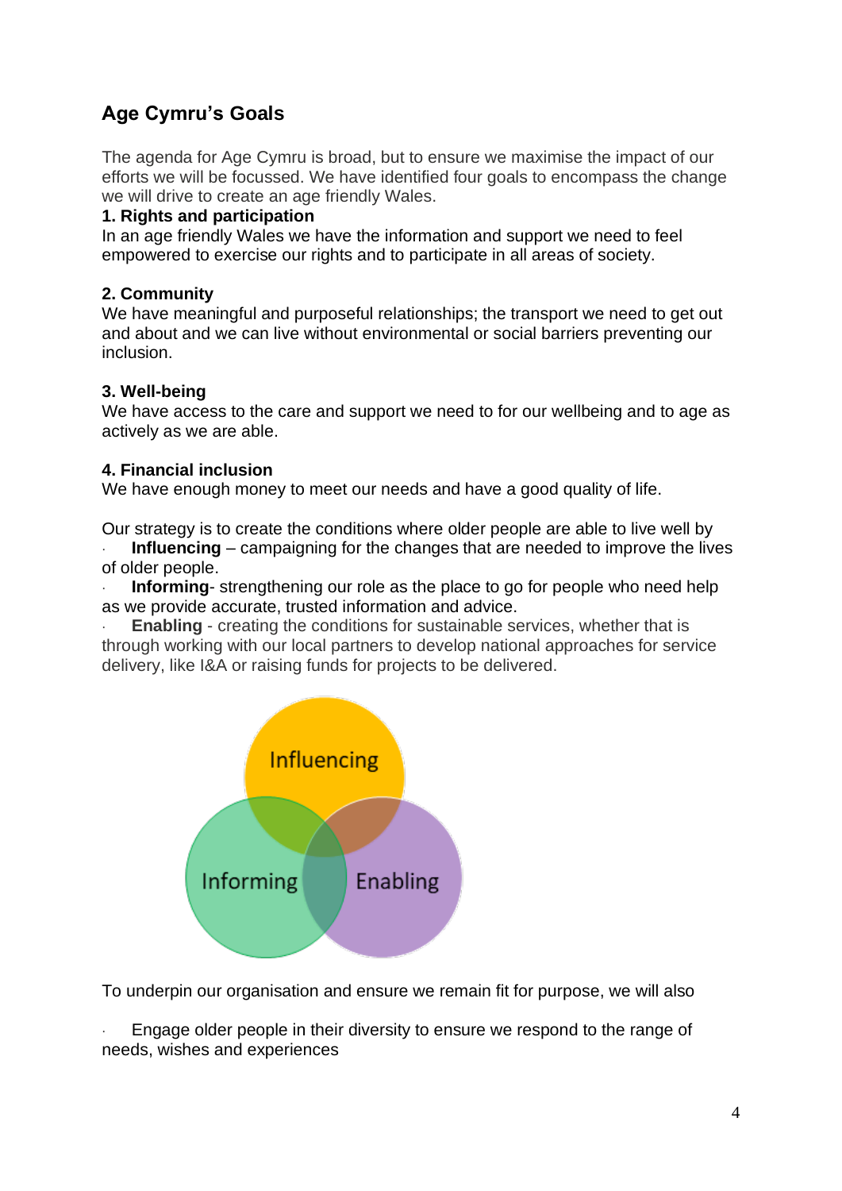## Age Cymru's Goals

The agenda for Age Cymru is broad, but to ensure we maximise the impact of our efforts we will be focussed. We have identified four goals to encompass the change we will drive to create an age friendly Wales.

**1. Rights and participation**
In an age friendly Wales we have the information and support we need to feel empowered to exercise our rights and to participate in all areas of society.

**2. Community**
We have meaningful and purposeful relationships; the transport we need to get out and about and we can live without environmental or social barriers preventing our inclusion.

**3. Well-being**
We have access to the care and support we need to for our wellbeing and to age as actively as we are able.

**4. Financial inclusion**
We have enough money to meet our needs and have a good quality of life.

Our strategy is to create the conditions where older people are able to live well by

- **Influencing** – campaigning for the changes that are needed to improve the lives of older people.
- **Informing**- strengthening our role as the place to go for people who need help as we provide accurate, trusted information and advice.
- **Enabling** - creating the conditions for sustainable services, whether that is through working with our local partners to develop national approaches for service delivery, like I&A or raising funds for projects to be delivered.

Influencing

Informing

Enabling

To underpin our organisation and ensure we remain fit for purpose, we will also

- Engage older people in their diversity to ensure we respond to the range of needs, wishes and experiences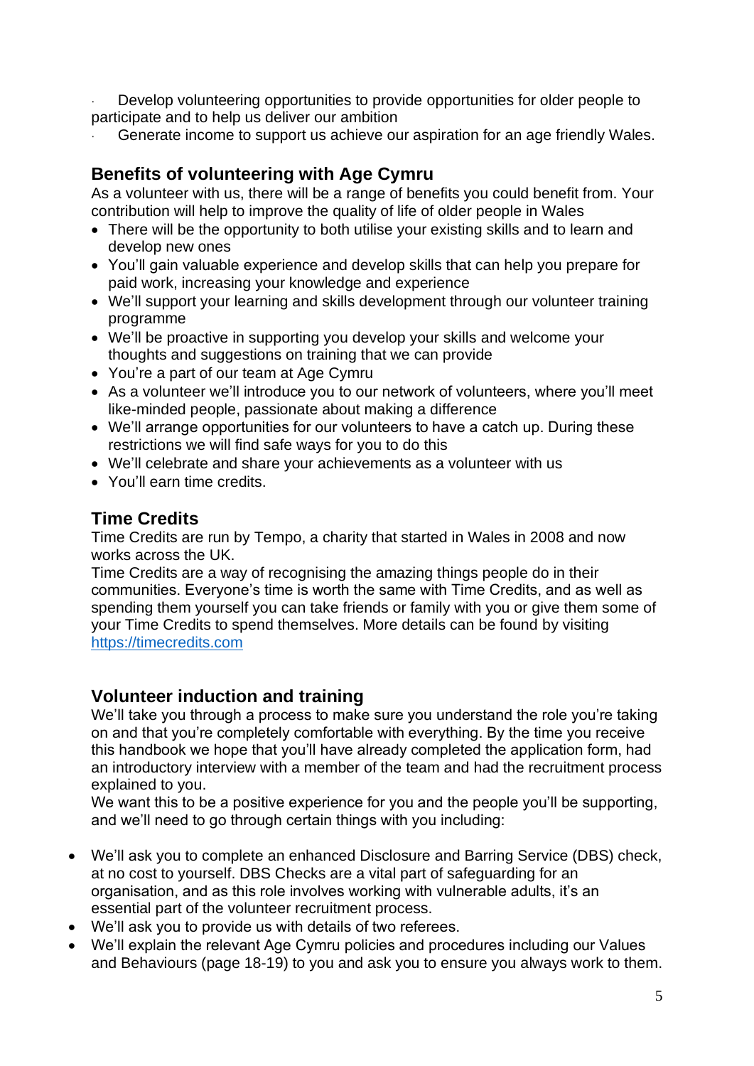- Develop volunteering opportunities to provide opportunities for older people to participate and to help us deliver our ambition
- Generate income to support us achieve our aspiration for an age friendly Wales.

## Benefits of volunteering with Age Cymru

As a volunteer with us, there will be a range of benefits you could benefit from. Your contribution will help to improve the quality of life of older people in Wales

- There will be the opportunity to both utilise your existing skills and to learn and develop new ones
- You'll gain valuable experience and develop skills that can help you prepare for paid work, increasing your knowledge and experience
- We'll support your learning and skills development through our volunteer training programme
- We'll be proactive in supporting you develop your skills and welcome your thoughts and suggestions on training that we can provide
- You're a part of our team at Age Cymru
- As a volunteer we'll introduce you to our network of volunteers, where you'll meet like-minded people, passionate about making a difference
- We'll arrange opportunities for our volunteers to have a catch up. During these restrictions we will find safe ways for you to do this
- We'll celebrate and share your achievements as a volunteer with us
- You'll earn time credits.

## Time Credits

Time Credits are run by Tempo, a charity that started in Wales in 2008 and now works across the UK.

Time Credits are a way of recognising the amazing things people do in their communities. Everyone's time is worth the same with Time Credits, and as well as spending them yourself you can take friends or family with you or give them some of your Time Credits to spend themselves. More details can be found by visiting [https://timecredits.com](https://timecredits.com)

## Volunteer induction and training

We'll take you through a process to make sure you understand the role you're taking on and that you're completely comfortable with everything. By the time you receive this handbook we hope that you'll have already completed the application form, had an introductory interview with a member of the team and had the recruitment process explained to you.

We want this to be a positive experience for you and the people you'll be supporting, and we'll need to go through certain things with you including:

- We'll ask you to complete an enhanced Disclosure and Barring Service (DBS) check, at no cost to yourself. DBS Checks are a vital part of safeguarding for an organisation, and as this role involves working with vulnerable adults, it's an essential part of the volunteer recruitment process.
- We'll ask you to provide us with details of two referees.
- We'll explain the relevant Age Cymru policies and procedures including our Values and Behaviours (page 18-19) to you and ask you to ensure you always work to them.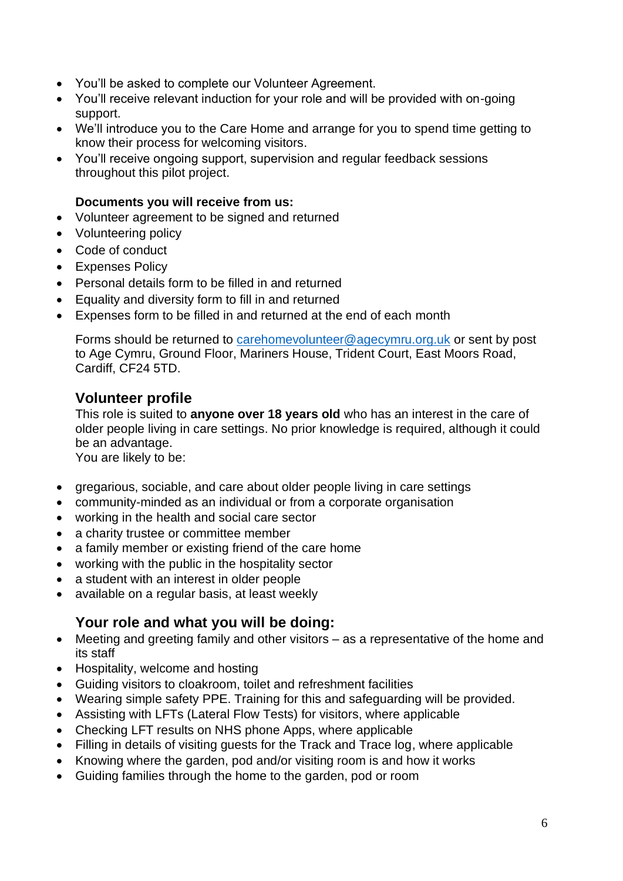- You'll be asked to complete our Volunteer Agreement.
- You'll receive relevant induction for your role and will be provided with on-going support.
- We'll introduce you to the Care Home and arrange for you to spend time getting to know their process for welcoming visitors.
- You'll receive ongoing support, supervision and regular feedback sessions throughout this pilot project.

**Documents you will receive from us:**

- Volunteer agreement to be signed and returned
- Volunteering policy
- Code of conduct
- Expenses Policy
- Personal details form to be filled in and returned
- Equality and diversity form to fill in and returned
- Expenses form to be filled in and returned at the end of each month

Forms should be returned to carehomevolunteer@agecymru.org.uk or sent by post to Age Cymru, Ground Floor, Mariners House, Trident Court, East Moors Road, Cardiff, CF24 5TD.

## Volunteer profile

This role is suited to **anyone over 18 years old** who has an interest in the care of older people living in care settings. No prior knowledge is required, although it could be an advantage.

You are likely to be:

- gregarious, sociable, and care about older people living in care settings
- community-minded as an individual or from a corporate organisation
- working in the health and social care sector
- a charity trustee or committee member
- a family member or existing friend of the care home
- working with the public in the hospitality sector
- a student with an interest in older people
- available on a regular basis, at least weekly

## Your role and what you will be doing:

- Meeting and greeting family and other visitors – as a representative of the home and its staff
- Hospitality, welcome and hosting
- Guiding visitors to cloakroom, toilet and refreshment facilities
- Wearing simple safety PPE. Training for this and safeguarding will be provided.
- Assisting with LFTs (Lateral Flow Tests) for visitors, where applicable
- Checking LFT results on NHS phone Apps, where applicable
- Filling in details of visiting guests for the Track and Trace log, where applicable
- Knowing where the garden, pod and/or visiting room is and how it works
- Guiding families through the home to the garden, pod or room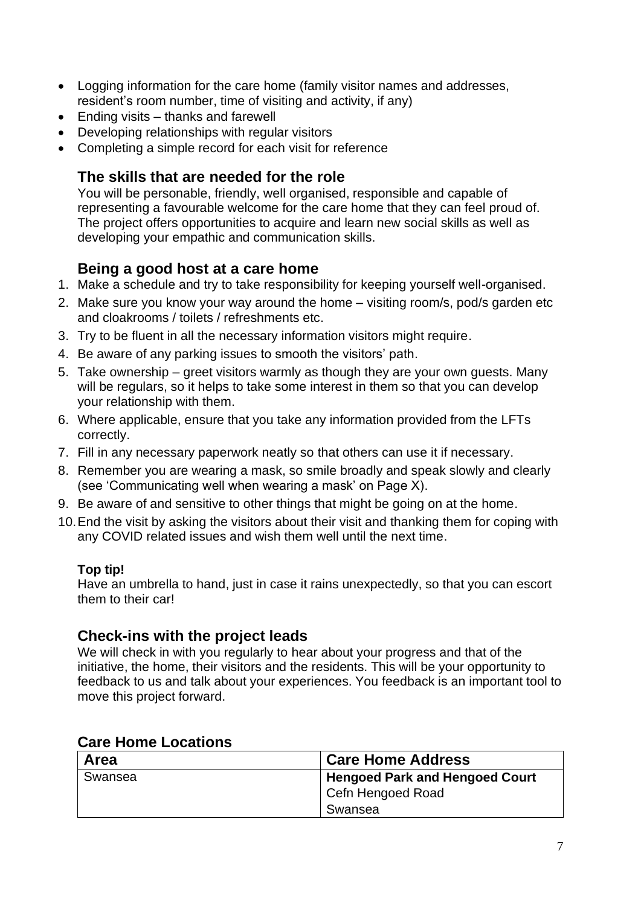- Logging information for the care home (family visitor names and addresses, resident's room number, time of visiting and activity, if any)
- Ending visits – thanks and farewell
- Developing relationships with regular visitors
- Completing a simple record for each visit for reference

## The skills that are needed for the role

You will be personable, friendly, well organised, responsible and capable of representing a favourable welcome for the care home that they can feel proud of. The project offers opportunities to acquire and learn new social skills as well as developing your empathic and communication skills.

## Being a good host at a care home

1. Make a schedule and try to take responsibility for keeping yourself well-organised.
2. Make sure you know your way around the home – visiting room/s, pod/s garden etc and cloakrooms / toilets / refreshments etc.
3. Try to be fluent in all the necessary information visitors might require.
4. Be aware of any parking issues to smooth the visitors' path.
5. Take ownership – greet visitors warmly as though they are your own guests. Many will be regulars, so it helps to take some interest in them so that you can develop your relationship with them.
6. Where applicable, ensure that you take any information provided from the LFTs correctly.
7. Fill in any necessary paperwork neatly so that others can use it if necessary.
8. Remember you are wearing a mask, so smile broadly and speak slowly and clearly (see 'Communicating well when wearing a mask' on Page X).
9. Be aware of and sensitive to other things that might be going on at the home.
10. End the visit by asking the visitors about their visit and thanking them for coping with any COVID related issues and wish them well until the next time.

**Top tip!**

Have an umbrella to hand, just in case it rains unexpectedly, so that you can escort them to their car!

## Check-ins with the project leads

We will check in with you regularly to hear about your progress and that of the initiative, the home, their visitors and the residents. This will be your opportunity to feedback to us and talk about your experiences. You feedback is an important tool to move this project forward.

## Care Home Locations

| Area | Care Home Address |
|---|---|
| Swansea | **Hengoed Park and Hengoed Court**<br>Cefn Hengoed Road<br>Swansea |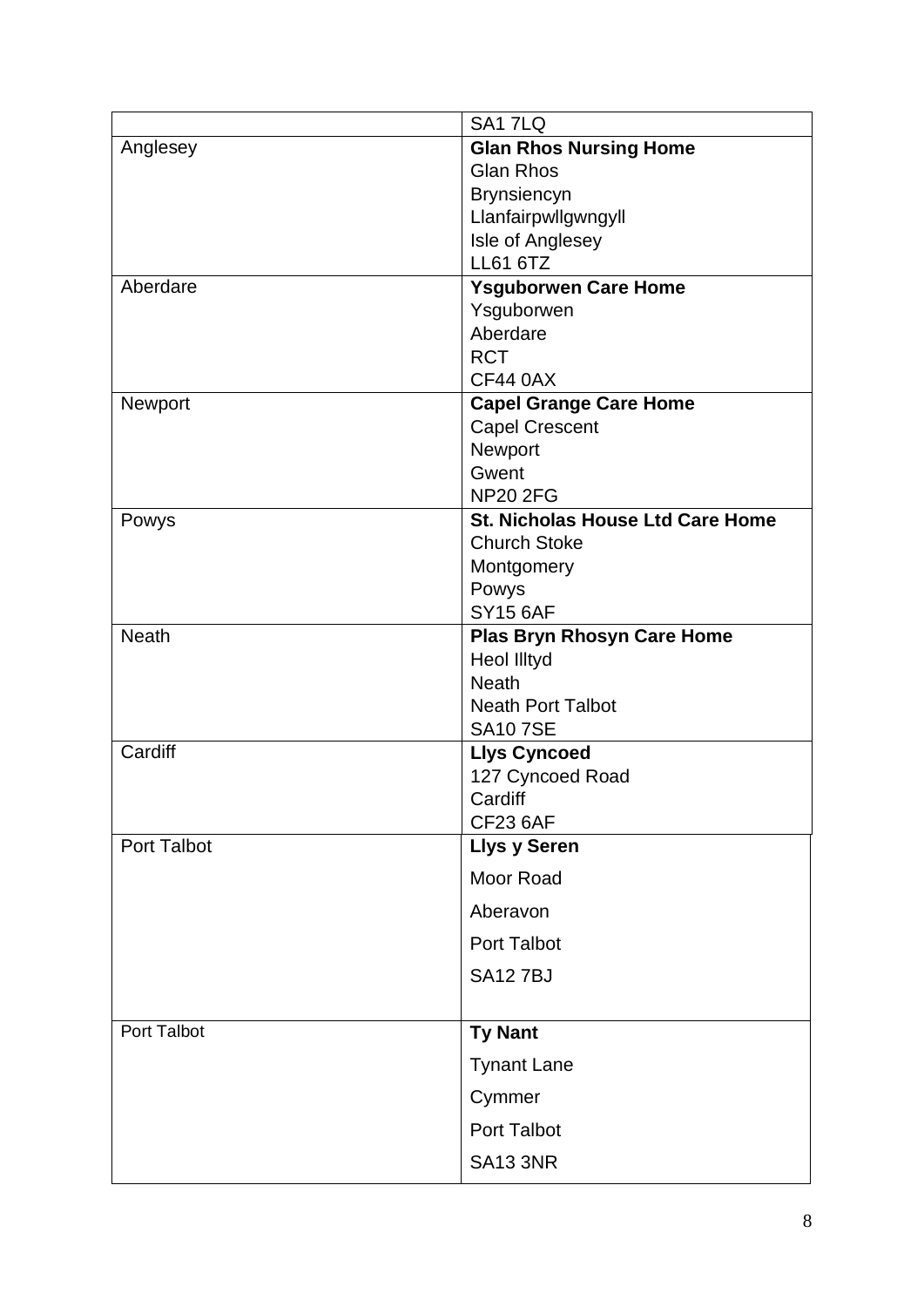| | |
|---|---|
| | SA1 7LQ |
| Anglesey | **Glan Rhos Nursing Home**<br>Glan Rhos<br>Brynsiencyn<br>Llanfairpwllgwngyll<br>Isle of Anglesey<br>LL61 6TZ |
| Aberdare | **Ysguborwen Care Home**<br>Ysguborwen<br>Aberdare<br>RCT<br>CF44 0AX |
| Newport | **Capel Grange Care Home**<br>Capel Crescent<br>Newport<br>Gwent<br>NP20 2FG |
| Powys | **St. Nicholas House Ltd Care Home**<br>Church Stoke<br>Montgomery<br>Powys<br>SY15 6AF |
| Neath | **Plas Bryn Rhosyn Care Home**<br>Heol Illtyd<br>Neath<br>Neath Port Talbot<br>SA10 7SE |
| Cardiff | **Llys Cyncoed**<br>127 Cyncoed Road<br>Cardiff<br>CF23 6AF |
| Port Talbot | **Llys y Seren**<br>Moor Road<br>Aberavon<br>Port Talbot<br>SA12 7BJ |
| Port Talbot | **Ty Nant**<br>Tynant Lane<br>Cymmer<br>Port Talbot<br>SA13 3NR |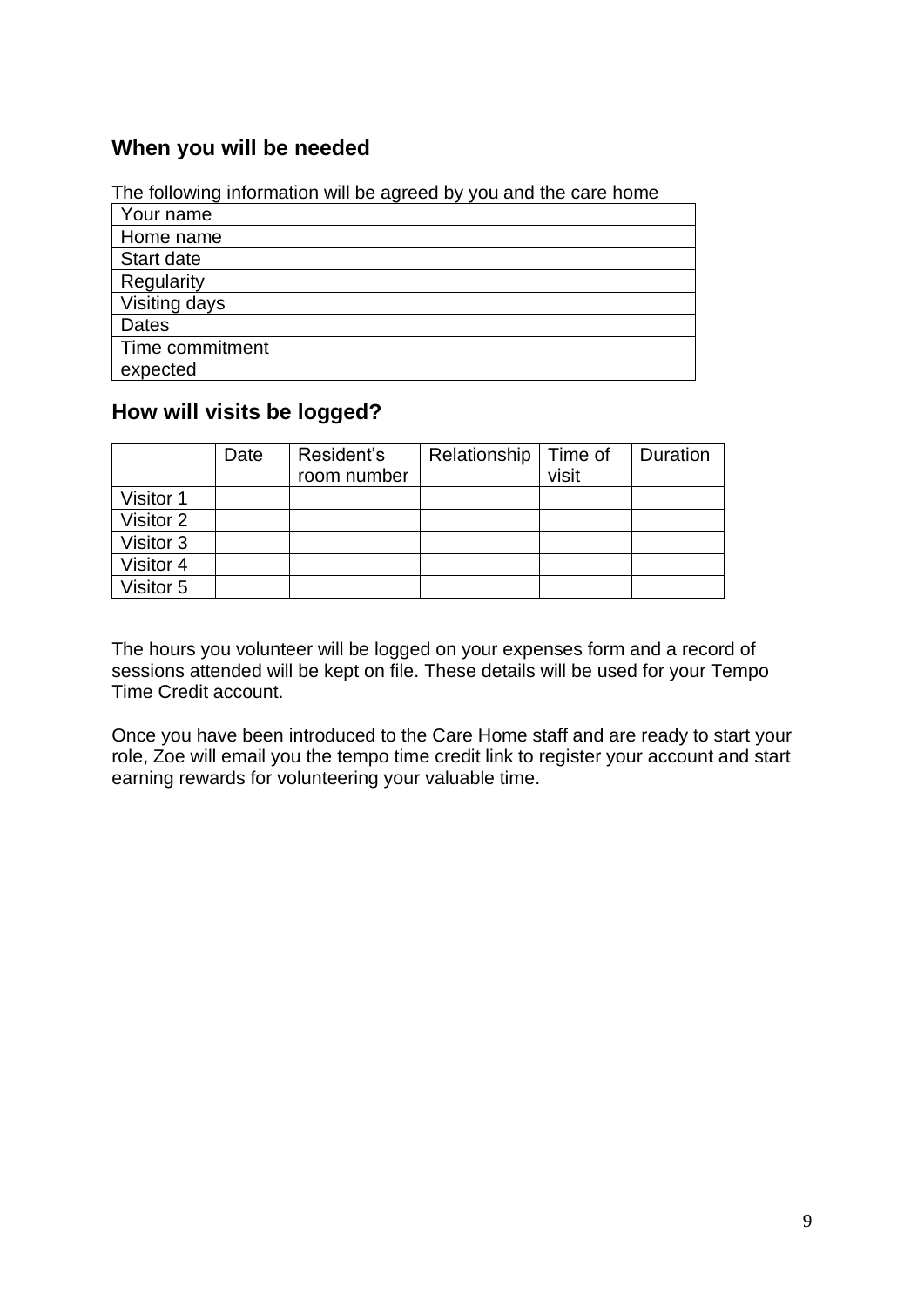## When you will be needed

The following information will be agreed by you and the care home

| Your name | |
|---|---|
| Home name | |
| Start date | |
| Regularity | |
| Visiting days | |
| Dates | |
| Time commitment expected | |

## How will visits be logged?

| | Date | Resident's room number | Relationship | Time of visit | Duration |
|---|---|---|---|---|---|
| Visitor 1 | | | | | |
| Visitor 2 | | | | | |
| Visitor 3 | | | | | |
| Visitor 4 | | | | | |
| Visitor 5 | | | | | |

The hours you volunteer will be logged on your expenses form and a record of sessions attended will be kept on file. These details will be used for your Tempo Time Credit account.

Once you have been introduced to the Care Home staff and are ready to start your role, Zoe will email you the tempo time credit link to register your account and start earning rewards for volunteering your valuable time.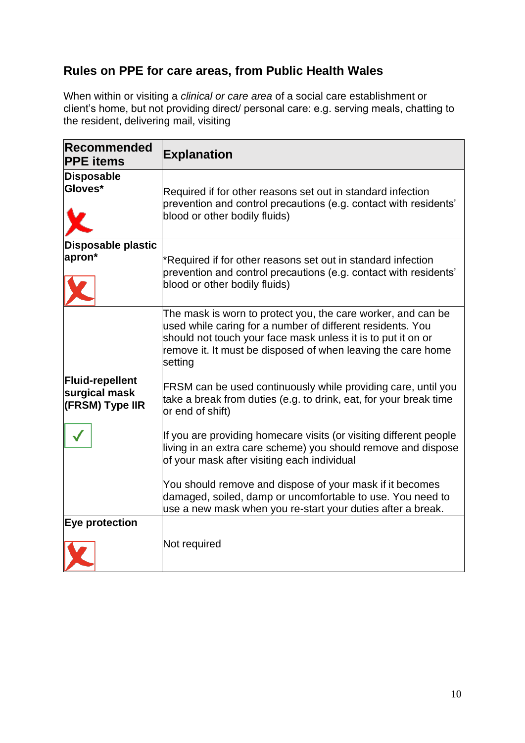## Rules on PPE for care areas, from Public Health Wales

When within or visiting a *clinical or care area* of a social care establishment or client's home, but not providing direct/ personal care: e.g. serving meals, chatting to the resident, delivering mail, visiting

| Recommended PPE items | Explanation |
|---|---|
| **Disposable Gloves*** ✗ | Required if for other reasons set out in standard infection prevention and control precautions (e.g. contact with residents' blood or other bodily fluids) |
| **Disposable plastic apron*** ✗ | *Required if for other reasons set out in standard infection prevention and control precautions (e.g. contact with residents' blood or other bodily fluids) |
| **Fluid-repellent surgical mask (FRSM) Type IIR** ✓ | The mask is worn to protect you, the care worker, and can be used while caring for a number of different residents. You should not touch your face mask unless it is to put it on or remove it. It must be disposed of when leaving the care home setting<br><br>FRSM can be used continuously while providing care, until you take a break from duties (e.g. to drink, eat, for your break time or end of shift)<br><br>If you are providing homecare visits (or visiting different people living in an extra care scheme) you should remove and dispose of your mask after visiting each individual<br><br>You should remove and dispose of your mask if it becomes damaged, soiled, damp or uncomfortable to use. You need to use a new mask when you re-start your duties after a break. |
| **Eye protection** ✗ | Not required |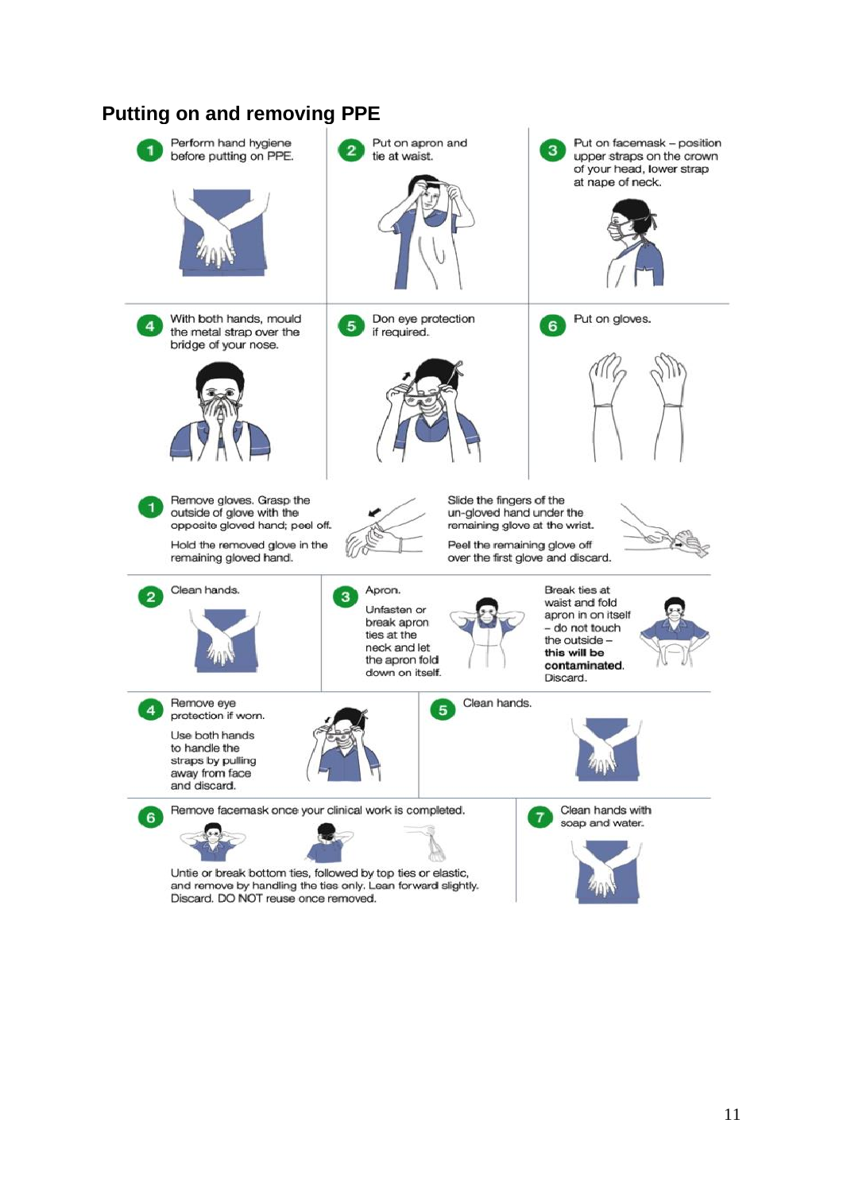## Putting on and removing PPE

1. Perform hand hygiene before putting on PPE.
2. Put on apron and tie at waist.
3. Put on facemask – position upper straps on the crown of your head, lower strap at nape of neck.
4. With both hands, mould the metal strap over the bridge of your nose.
5. Don eye protection if required.
6. Put on gloves.

1. Remove gloves. Grasp the outside of glove with the opposite gloved hand; peel off.

   Hold the removed glove in the remaining gloved hand.

   Slide the fingers of the un-gloved hand under the remaining glove at the wrist.

   Peel the remaining glove off over the first glove and discard.
2. Clean hands.
3. Apron.

   Unfasten or break apron ties at the neck and let the apron fold down on itself.

   Break ties at waist and fold apron in on itself – do not touch the outside – **this will be contaminated**. Discard.
4. Remove eye protection if worn.

   Use both hands to handle the straps by pulling away from face and discard.
5. Clean hands.
6. Remove facemask once your clinical work is completed.

   Untie or break bottom ties, followed by top ties or elastic, and remove by handling the ties only. Lean forward slightly. Discard. DO NOT reuse once removed.
7. Clean hands with soap and water.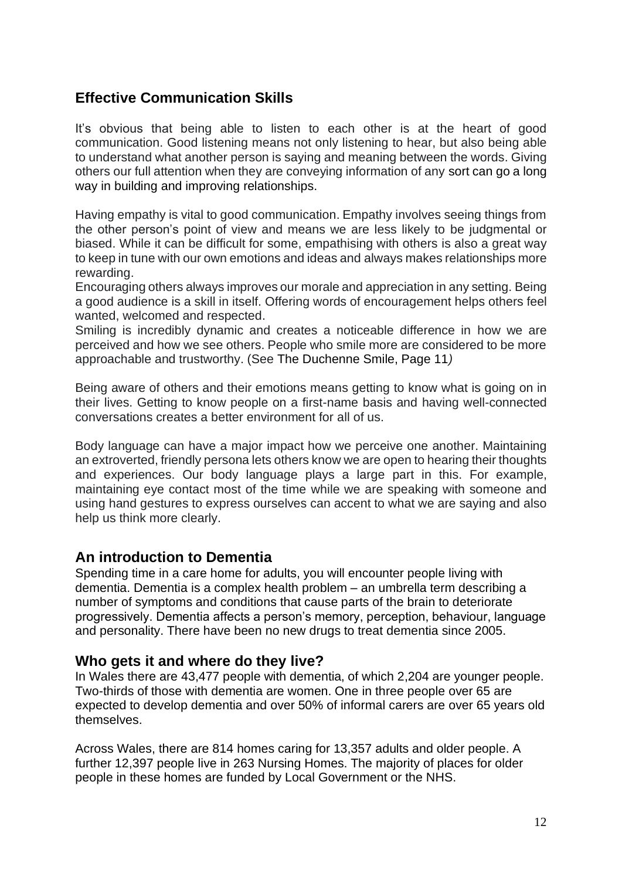## Effective Communication Skills

It's obvious that being able to listen to each other is at the heart of good communication. Good listening means not only listening to hear, but also being able to understand what another person is saying and meaning between the words. Giving others our full attention when they are conveying information of any sort can go a long way in building and improving relationships.

Having empathy is vital to good communication. Empathy involves seeing things from the other person's point of view and means we are less likely to be judgmental or biased. While it can be difficult for some, empathising with others is also a great way to keep in tune with our own emotions and ideas and always makes relationships more rewarding.

Encouraging others always improves our morale and appreciation in any setting. Being a good audience is a skill in itself. Offering words of encouragement helps others feel wanted, welcomed and respected.

Smiling is incredibly dynamic and creates a noticeable difference in how we are perceived and how we see others. People who smile more are considered to be more approachable and trustworthy. (See The Duchenne Smile, Page 11*)*

Being aware of others and their emotions means getting to know what is going on in their lives. Getting to know people on a first-name basis and having well-connected conversations creates a better environment for all of us.

Body language can have a major impact how we perceive one another. Maintaining an extroverted, friendly persona lets others know we are open to hearing their thoughts and experiences. Our body language plays a large part in this. For example, maintaining eye contact most of the time while we are speaking with someone and using hand gestures to express ourselves can accent to what we are saying and also help us think more clearly.

## An introduction to Dementia

Spending time in a care home for adults, you will encounter people living with dementia. Dementia is a complex health problem – an umbrella term describing a number of symptoms and conditions that cause parts of the brain to deteriorate progressively. Dementia affects a person's memory, perception, behaviour, language and personality. There have been no new drugs to treat dementia since 2005.

## Who gets it and where do they live?

In Wales there are 43,477 people with dementia, of which 2,204 are younger people. Two-thirds of those with dementia are women. One in three people over 65 are expected to develop dementia and over 50% of informal carers are over 65 years old themselves.

Across Wales, there are 814 homes caring for 13,357 adults and older people. A further 12,397 people live in 263 Nursing Homes. The majority of places for older people in these homes are funded by Local Government or the NHS.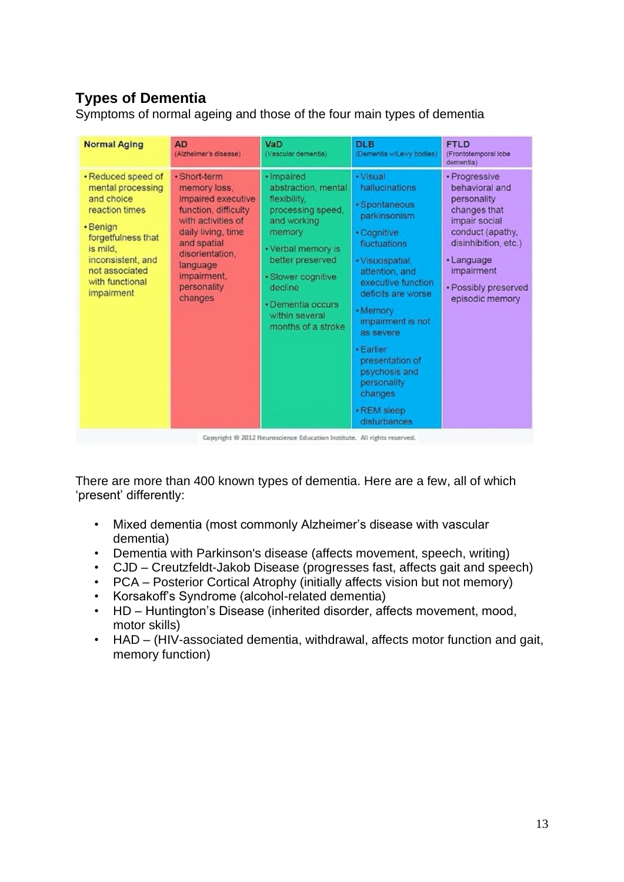## Types of Dementia

Symptoms of normal ageing and those of the four main types of dementia

| Normal Aging | AD (Alzheimer's disease) | VaD (Vascular dementia) | DLB (Dementia w/Lewy bodies) | FTLD (Frontotemporal lobe dementia) |
|---|---|---|---|---|
| • Reduced speed of mental processing and choice reaction times<br>• Benign forgetfulness that is mild, inconsistent, and not associated with functional impairment | • Short-term memory loss, impaired executive function, difficulty with activities of daily living, time and spatial disorientation, language impairment, personality changes | • Impaired abstraction, mental flexibility, processing speed, and working memory<br>• Verbal memory is better preserved<br>• Slower cognitive decline<br>• Dementia occurs within several months of a stroke | • Visual hallucinations<br>• Spontaneous parkinsonism<br>• Cognitive fluctuations<br>• Visuospatial, attention, and executive function deficits are worse<br>• Memory impairment is not as severe<br>• Earlier presentation of psychosis and personality changes<br>• REM sleep disturbances | • Progressive behavioral and personality changes that impair social conduct (apathy, disinhibition, etc.)<br>• Language impairment<br>• Possibly preserved episodic memory |

Copyright © 2012 Neuroscience Education Institute. All rights reserved.

There are more than 400 known types of dementia. Here are a few, all of which 'present' differently:

- Mixed dementia (most commonly Alzheimer's disease with vascular dementia)
- Dementia with Parkinson's disease (affects movement, speech, writing)
- CJD – Creutzfeldt-Jakob Disease (progresses fast, affects gait and speech)
- PCA – Posterior Cortical Atrophy (initially affects vision but not memory)
- Korsakoff's Syndrome (alcohol-related dementia)
- HD – Huntington's Disease (inherited disorder, affects movement, mood, motor skills)
- HAD – (HIV-associated dementia, withdrawal, affects motor function and gait, memory function)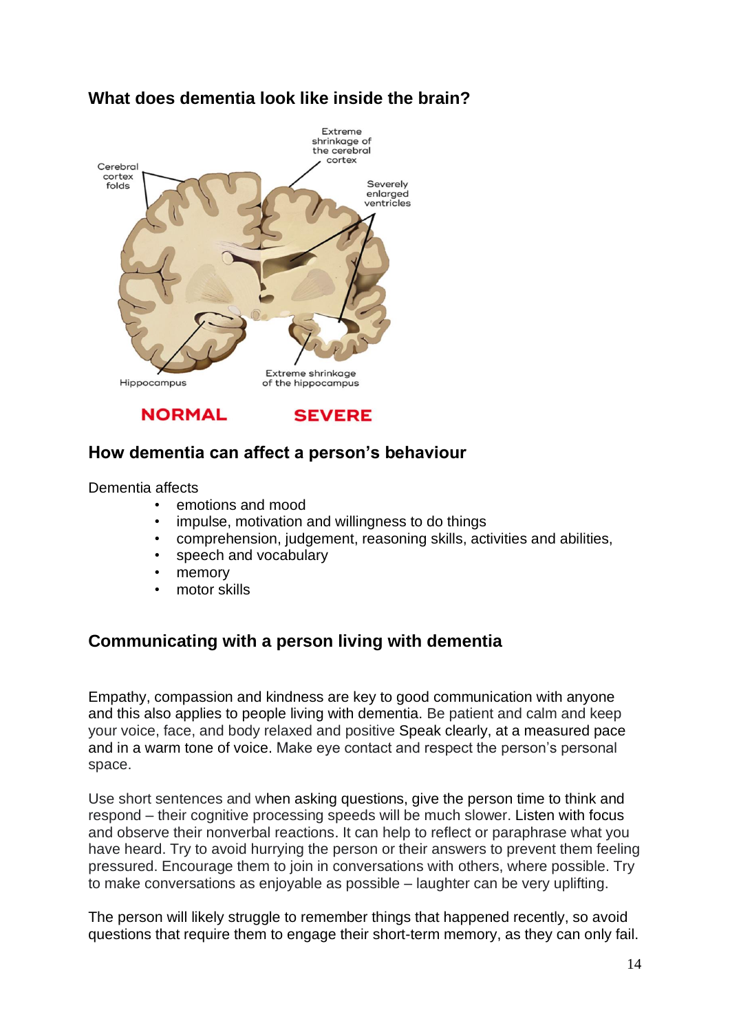## What does dementia look like inside the brain?

Cerebral cortex folds

Extreme shrinkage of the cerebral cortex

Severely enlarged ventricles

Hippocampus

Extreme shrinkage of the hippocampus

**NORMAL** **SEVERE**

## How dementia can affect a person's behaviour

Dementia affects

- emotions and mood
- impulse, motivation and willingness to do things
- comprehension, judgement, reasoning skills, activities and abilities,
- speech and vocabulary
- memory
- motor skills

## Communicating with a person living with dementia

Empathy, compassion and kindness are key to good communication with anyone and this also applies to people living with dementia. Be patient and calm and keep your voice, face, and body relaxed and positive Speak clearly, at a measured pace and in a warm tone of voice. Make eye contact and respect the person's personal space.

Use short sentences and when asking questions, give the person time to think and respond – their cognitive processing speeds will be much slower. Listen with focus and observe their nonverbal reactions. It can help to reflect or paraphrase what you have heard. Try to avoid hurrying the person or their answers to prevent them feeling pressured. Encourage them to join in conversations with others, where possible. Try to make conversations as enjoyable as possible – laughter can be very uplifting.

The person will likely struggle to remember things that happened recently, so avoid questions that require them to engage their short-term memory, as they can only fail.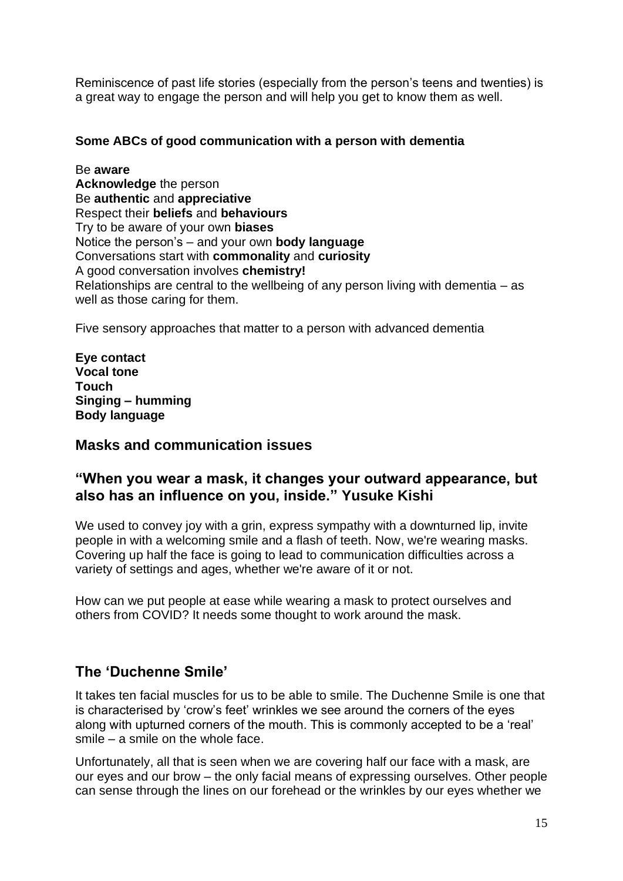Reminiscence of past life stories (especially from the person's teens and twenties) is a great way to engage the person and will help you get to know them as well.

**Some ABCs of good communication with a person with dementia**

Be **aware**
**Acknowledge** the person
Be **authentic** and **appreciative**
Respect their **beliefs** and **behaviours**
Try to be aware of your own **biases**
Notice the person's – and your own **body language**
Conversations start with **commonality** and **curiosity**
A good conversation involves **chemistry!**
Relationships are central to the wellbeing of any person living with dementia – as well as those caring for them.

Five sensory approaches that matter to a person with advanced dementia

**Eye contact**
**Vocal tone**
**Touch**
**Singing – humming**
**Body language**

## Masks and communication issues

## "When you wear a mask, it changes your outward appearance, but also has an influence on you, inside." Yusuke Kishi

We used to convey joy with a grin, express sympathy with a downturned lip, invite people in with a welcoming smile and a flash of teeth. Now, we're wearing masks. Covering up half the face is going to lead to communication difficulties across a variety of settings and ages, whether we're aware of it or not.

How can we put people at ease while wearing a mask to protect ourselves and others from COVID? It needs some thought to work around the mask.

## The 'Duchenne Smile'

It takes ten facial muscles for us to be able to smile. The Duchenne Smile is one that is characterised by 'crow's feet' wrinkles we see around the corners of the eyes along with upturned corners of the mouth. This is commonly accepted to be a 'real' smile – a smile on the whole face.

Unfortunately, all that is seen when we are covering half our face with a mask, are our eyes and our brow – the only facial means of expressing ourselves. Other people can sense through the lines on our forehead or the wrinkles by our eyes whether we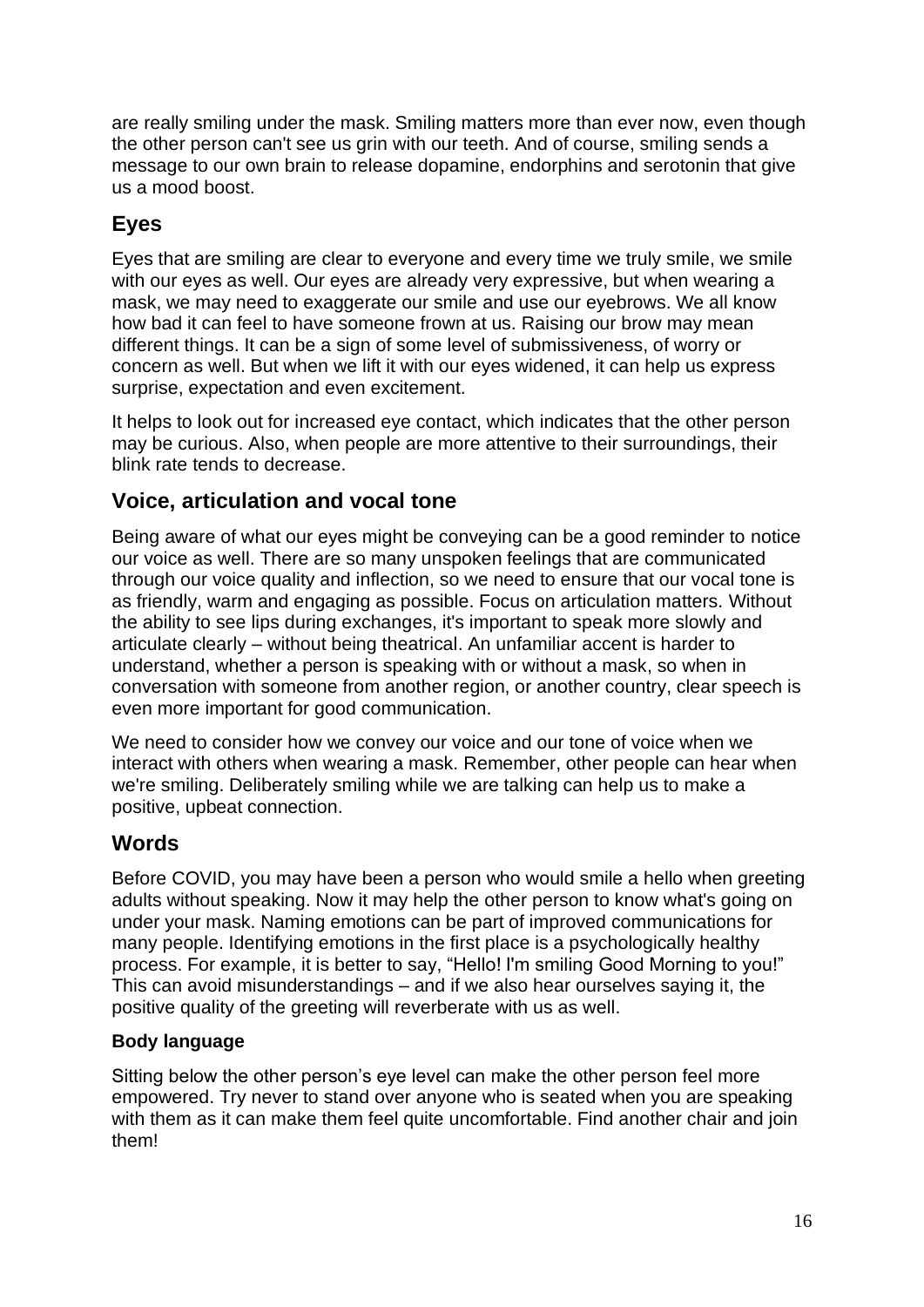are really smiling under the mask. Smiling matters more than ever now, even though the other person can't see us grin with our teeth. And of course, smiling sends a message to our own brain to release dopamine, endorphins and serotonin that give us a mood boost.

## Eyes

Eyes that are smiling are clear to everyone and every time we truly smile, we smile with our eyes as well. Our eyes are already very expressive, but when wearing a mask, we may need to exaggerate our smile and use our eyebrows. We all know how bad it can feel to have someone frown at us. Raising our brow may mean different things. It can be a sign of some level of submissiveness, of worry or concern as well. But when we lift it with our eyes widened, it can help us express surprise, expectation and even excitement.

It helps to look out for increased eye contact, which indicates that the other person may be curious. Also, when people are more attentive to their surroundings, their blink rate tends to decrease.

## Voice, articulation and vocal tone

Being aware of what our eyes might be conveying can be a good reminder to notice our voice as well. There are so many unspoken feelings that are communicated through our voice quality and inflection, so we need to ensure that our vocal tone is as friendly, warm and engaging as possible. Focus on articulation matters. Without the ability to see lips during exchanges, it's important to speak more slowly and articulate clearly – without being theatrical. An unfamiliar accent is harder to understand, whether a person is speaking with or without a mask, so when in conversation with someone from another region, or another country, clear speech is even more important for good communication.

We need to consider how we convey our voice and our tone of voice when we interact with others when wearing a mask. Remember, other people can hear when we're smiling. Deliberately smiling while we are talking can help us to make a positive, upbeat connection.

## Words

Before COVID, you may have been a person who would smile a hello when greeting adults without speaking. Now it may help the other person to know what's going on under your mask. Naming emotions can be part of improved communications for many people. Identifying emotions in the first place is a psychologically healthy process. For example, it is better to say, "Hello! I'm smiling Good Morning to you!" This can avoid misunderstandings – and if we also hear ourselves saying it, the positive quality of the greeting will reverberate with us as well.

### Body language

Sitting below the other person's eye level can make the other person feel more empowered. Try never to stand over anyone who is seated when you are speaking with them as it can make them feel quite uncomfortable. Find another chair and join them!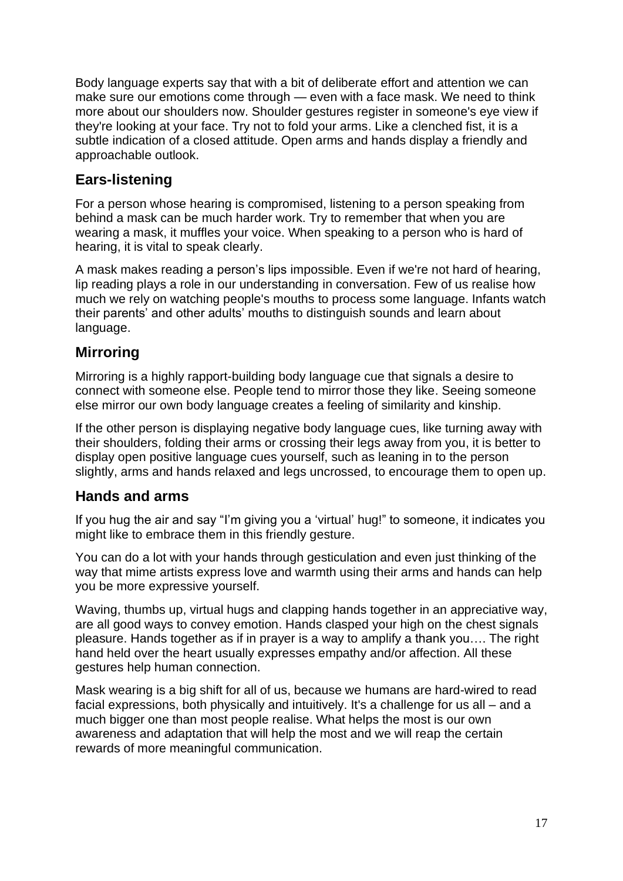Body language experts say that with a bit of deliberate effort and attention we can make sure our emotions come through — even with a face mask. We need to think more about our shoulders now. Shoulder gestures register in someone's eye view if they're looking at your face. Try not to fold your arms. Like a clenched fist, it is a subtle indication of a closed attitude. Open arms and hands display a friendly and approachable outlook.

## Ears-listening

For a person whose hearing is compromised, listening to a person speaking from behind a mask can be much harder work. Try to remember that when you are wearing a mask, it muffles your voice. When speaking to a person who is hard of hearing, it is vital to speak clearly.

A mask makes reading a person's lips impossible. Even if we're not hard of hearing, lip reading plays a role in our understanding in conversation. Few of us realise how much we rely on watching people's mouths to process some language. Infants watch their parents' and other adults' mouths to distinguish sounds and learn about language.

## Mirroring

Mirroring is a highly rapport-building body language cue that signals a desire to connect with someone else. People tend to mirror those they like. Seeing someone else mirror our own body language creates a feeling of similarity and kinship.

If the other person is displaying negative body language cues, like turning away with their shoulders, folding their arms or crossing their legs away from you, it is better to display open positive language cues yourself, such as leaning in to the person slightly, arms and hands relaxed and legs uncrossed, to encourage them to open up.

## Hands and arms

If you hug the air and say "I'm giving you a 'virtual' hug!" to someone, it indicates you might like to embrace them in this friendly gesture.

You can do a lot with your hands through gesticulation and even just thinking of the way that mime artists express love and warmth using their arms and hands can help you be more expressive yourself.

Waving, thumbs up, virtual hugs and clapping hands together in an appreciative way, are all good ways to convey emotion. Hands clasped your high on the chest signals pleasure. Hands together as if in prayer is a way to amplify a thank you…. The right hand held over the heart usually expresses empathy and/or affection. All these gestures help human connection.

Mask wearing is a big shift for all of us, because we humans are hard-wired to read facial expressions, both physically and intuitively. It's a challenge for us all – and a much bigger one than most people realise. What helps the most is our own awareness and adaptation that will help the most and we will reap the certain rewards of more meaningful communication.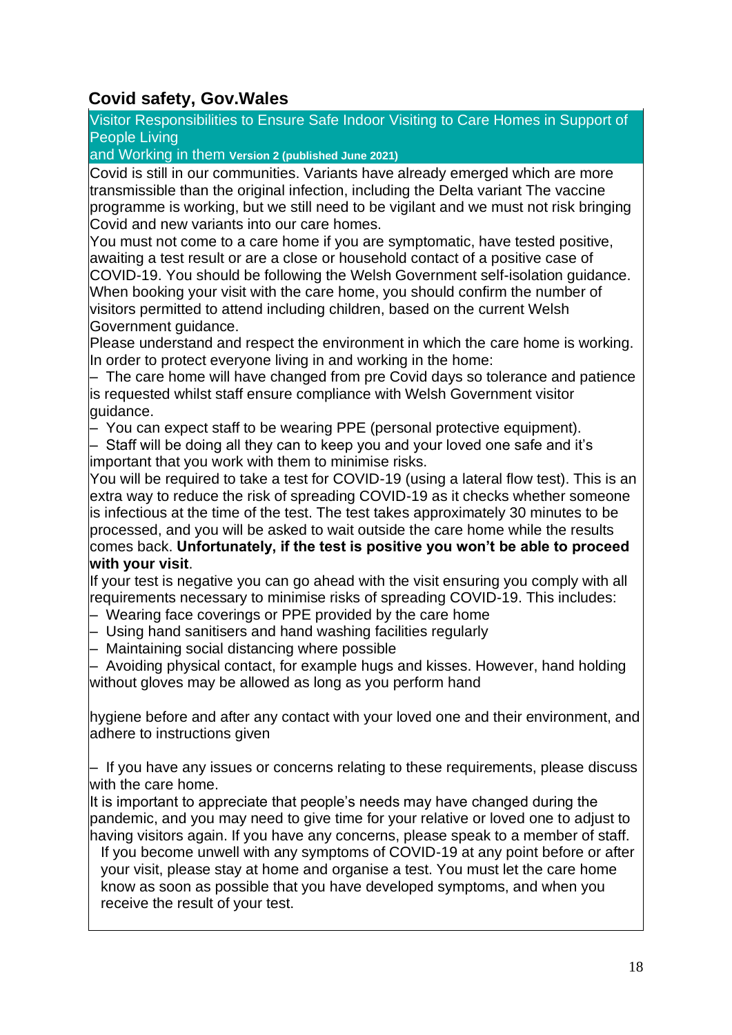## Covid safety, Gov.Wales

**Visitor Responsibilities to Ensure Safe Indoor Visiting to Care Homes in Support of People Living and Working in them** Version 2 (published June 2021)

Covid is still in our communities. Variants have already emerged which are more transmissible than the original infection, including the Delta variant The vaccine programme is working, but we still need to be vigilant and we must not risk bringing Covid and new variants into our care homes.

You must not come to a care home if you are symptomatic, have tested positive, awaiting a test result or are a close or household contact of a positive case of COVID-19. You should be following the Welsh Government self-isolation guidance. When booking your visit with the care home, you should confirm the number of visitors permitted to attend including children, based on the current Welsh Government guidance.

Please understand and respect the environment in which the care home is working. In order to protect everyone living in and working in the home:

- The care home will have changed from pre Covid days so tolerance and patience is requested whilst staff ensure compliance with Welsh Government visitor guidance.
- You can expect staff to be wearing PPE (personal protective equipment).
- Staff will be doing all they can to keep you and your loved one safe and it's important that you work with them to minimise risks.

You will be required to take a test for COVID-19 (using a lateral flow test). This is an extra way to reduce the risk of spreading COVID-19 as it checks whether someone is infectious at the time of the test. The test takes approximately 30 minutes to be processed, and you will be asked to wait outside the care home while the results comes back. **Unfortunately, if the test is positive you won't be able to proceed with your visit**.

If your test is negative you can go ahead with the visit ensuring you comply with all requirements necessary to minimise risks of spreading COVID-19. This includes:

- Wearing face coverings or PPE provided by the care home
- Using hand sanitisers and hand washing facilities regularly
- Maintaining social distancing where possible
- Avoiding physical contact, for example hugs and kisses. However, hand holding without gloves may be allowed as long as you perform hand hygiene before and after any contact with your loved one and their environment, and adhere to instructions given
- If you have any issues or concerns relating to these requirements, please discuss with the care home.

It is important to appreciate that people's needs may have changed during the pandemic, and you may need to give time for your relative or loved one to adjust to having visitors again. If you have any concerns, please speak to a member of staff.

If you become unwell with any symptoms of COVID-19 at any point before or after your visit, please stay at home and organise a test. You must let the care home know as soon as possible that you have developed symptoms, and when you receive the result of your test.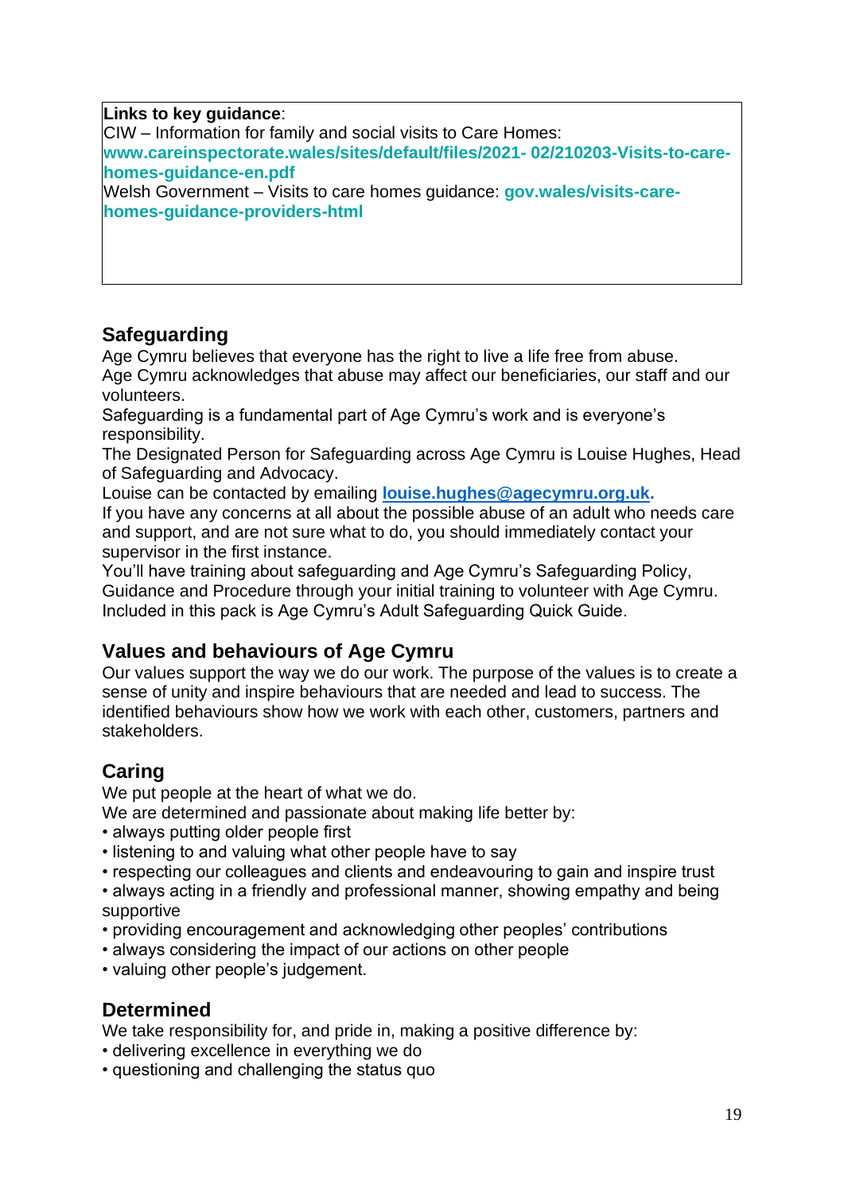**Links to key guidance**:
CIW – Information for family and social visits to Care Homes:
**www.careinspectorate.wales/sites/default/files/2021- 02/210203-Visits-to-care-homes-guidance-en.pdf**
Welsh Government – Visits to care homes guidance: **gov.wales/visits-care-homes-guidance-providers-html**

## Safeguarding

Age Cymru believes that everyone has the right to live a life free from abuse.
Age Cymru acknowledges that abuse may affect our beneficiaries, our staff and our volunteers.
Safeguarding is a fundamental part of Age Cymru's work and is everyone's responsibility.
The Designated Person for Safeguarding across Age Cymru is Louise Hughes, Head of Safeguarding and Advocacy.
Louise can be contacted by emailing **louise.hughes@agecymru.org.uk.**
If you have any concerns at all about the possible abuse of an adult who needs care and support, and are not sure what to do, you should immediately contact your supervisor in the first instance.
You'll have training about safeguarding and Age Cymru's Safeguarding Policy, Guidance and Procedure through your initial training to volunteer with Age Cymru.
Included in this pack is Age Cymru's Adult Safeguarding Quick Guide.

## Values and behaviours of Age Cymru

Our values support the way we do our work. The purpose of the values is to create a sense of unity and inspire behaviours that are needed and lead to success. The identified behaviours show how we work with each other, customers, partners and stakeholders.

## Caring

We put people at the heart of what we do.
We are determined and passionate about making life better by:

- always putting older people first
- listening to and valuing what other people have to say
- respecting our colleagues and clients and endeavouring to gain and inspire trust
- always acting in a friendly and professional manner, showing empathy and being supportive
- providing encouragement and acknowledging other peoples' contributions
- always considering the impact of our actions on other people
- valuing other people's judgement.

## Determined

We take responsibility for, and pride in, making a positive difference by:

- delivering excellence in everything we do
- questioning and challenging the status quo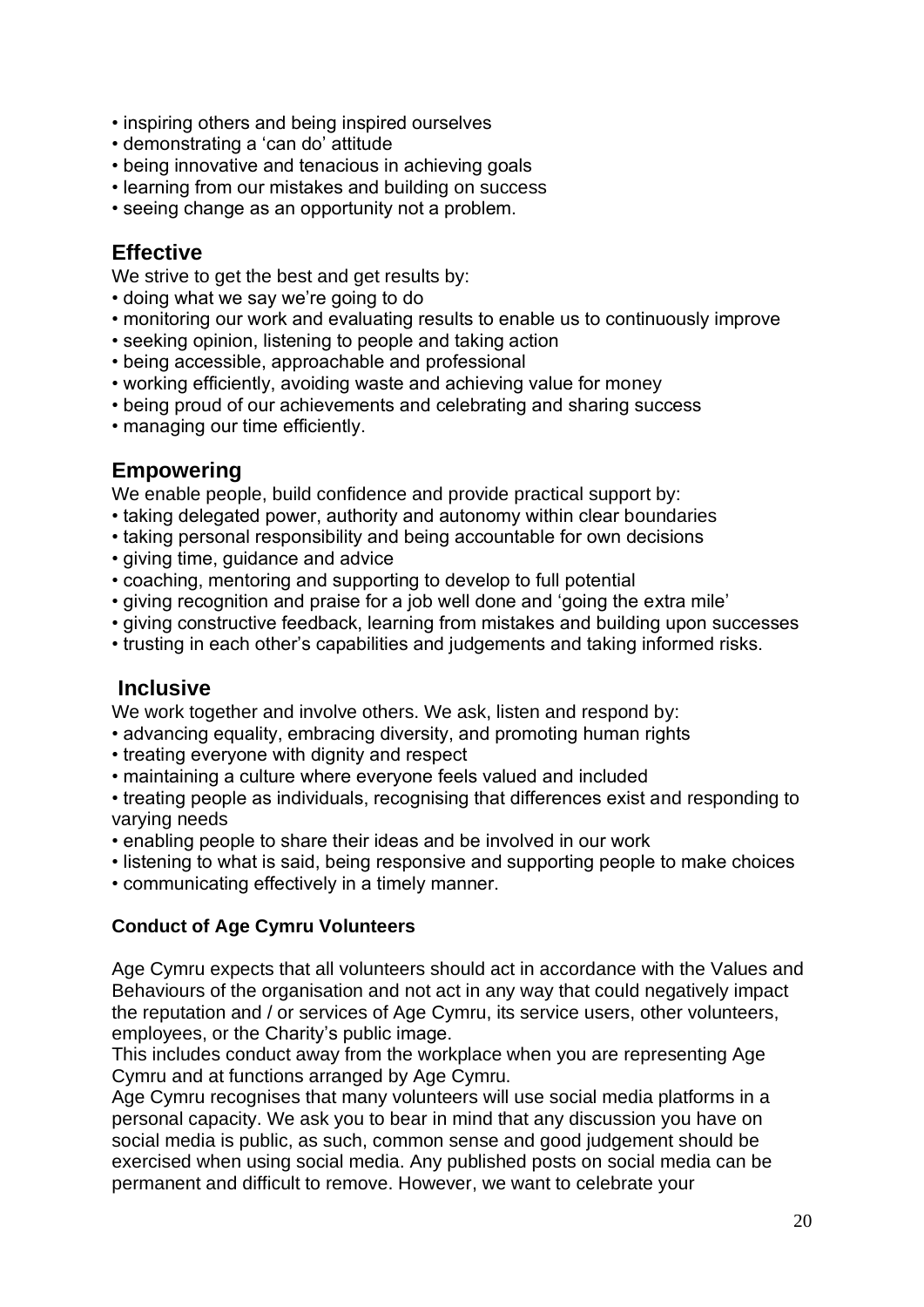- inspiring others and being inspired ourselves
- demonstrating a 'can do' attitude
- being innovative and tenacious in achieving goals
- learning from our mistakes and building on success
- seeing change as an opportunity not a problem.

## Effective

We strive to get the best and get results by:

- doing what we say we're going to do
- monitoring our work and evaluating results to enable us to continuously improve
- seeking opinion, listening to people and taking action
- being accessible, approachable and professional
- working efficiently, avoiding waste and achieving value for money
- being proud of our achievements and celebrating and sharing success
- managing our time efficiently.

## Empowering

We enable people, build confidence and provide practical support by:

- taking delegated power, authority and autonomy within clear boundaries
- taking personal responsibility and being accountable for own decisions
- giving time, guidance and advice
- coaching, mentoring and supporting to develop to full potential
- giving recognition and praise for a job well done and 'going the extra mile'
- giving constructive feedback, learning from mistakes and building upon successes
- trusting in each other's capabilities and judgements and taking informed risks.

## Inclusive

We work together and involve others. We ask, listen and respond by:

- advancing equality, embracing diversity, and promoting human rights
- treating everyone with dignity and respect
- maintaining a culture where everyone feels valued and included
- treating people as individuals, recognising that differences exist and responding to varying needs
- enabling people to share their ideas and be involved in our work
- listening to what is said, being responsive and supporting people to make choices
- communicating effectively in a timely manner.

### Conduct of Age Cymru Volunteers

Age Cymru expects that all volunteers should act in accordance with the Values and Behaviours of the organisation and not act in any way that could negatively impact the reputation and / or services of Age Cymru, its service users, other volunteers, employees, or the Charity's public image.

This includes conduct away from the workplace when you are representing Age Cymru and at functions arranged by Age Cymru.

Age Cymru recognises that many volunteers will use social media platforms in a personal capacity. We ask you to bear in mind that any discussion you have on social media is public, as such, common sense and good judgement should be exercised when using social media. Any published posts on social media can be permanent and difficult to remove. However, we want to celebrate your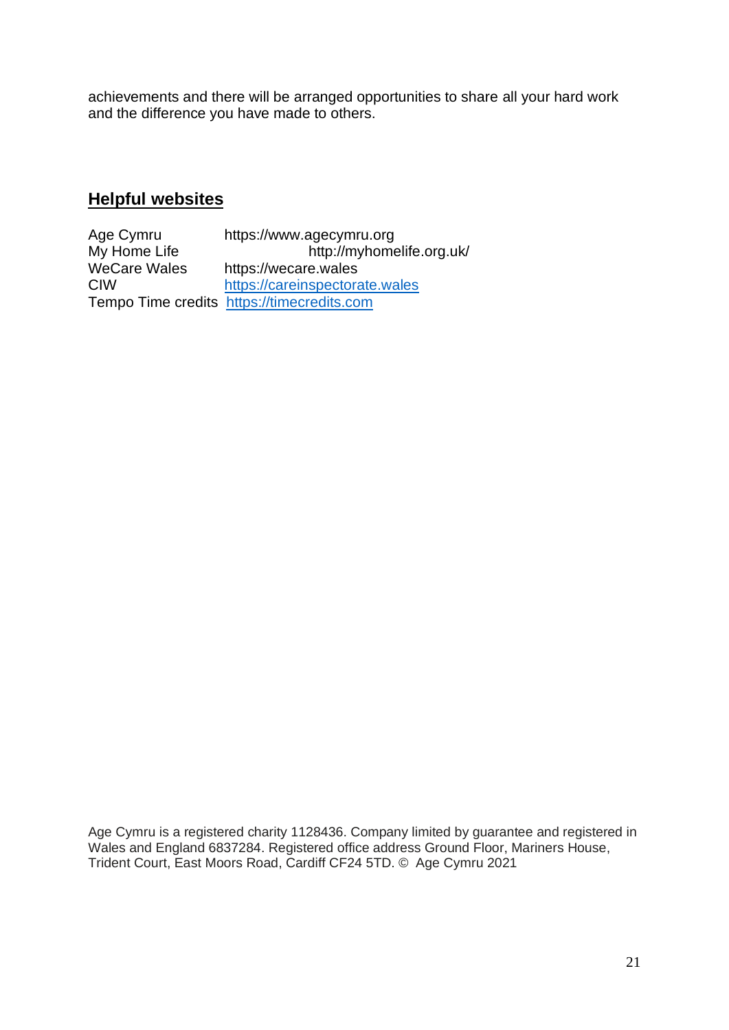achievements and there will be arranged opportunities to share all your hard work and the difference you have made to others.

## Helpful websites

| | |
|---|---|
| Age Cymru | https://www.agecymru.org |
| My Home Life | http://myhomelife.org.uk/ |
| WeCare Wales | https://wecare.wales |
| CIW | https://careinspectorate.wales |
| Tempo Time credits | https://timecredits.com |

Age Cymru is a registered charity 1128436. Company limited by guarantee and registered in Wales and England 6837284. Registered office address Ground Floor, Mariners House, Trident Court, East Moors Road, Cardiff CF24 5TD. © Age Cymru 2021